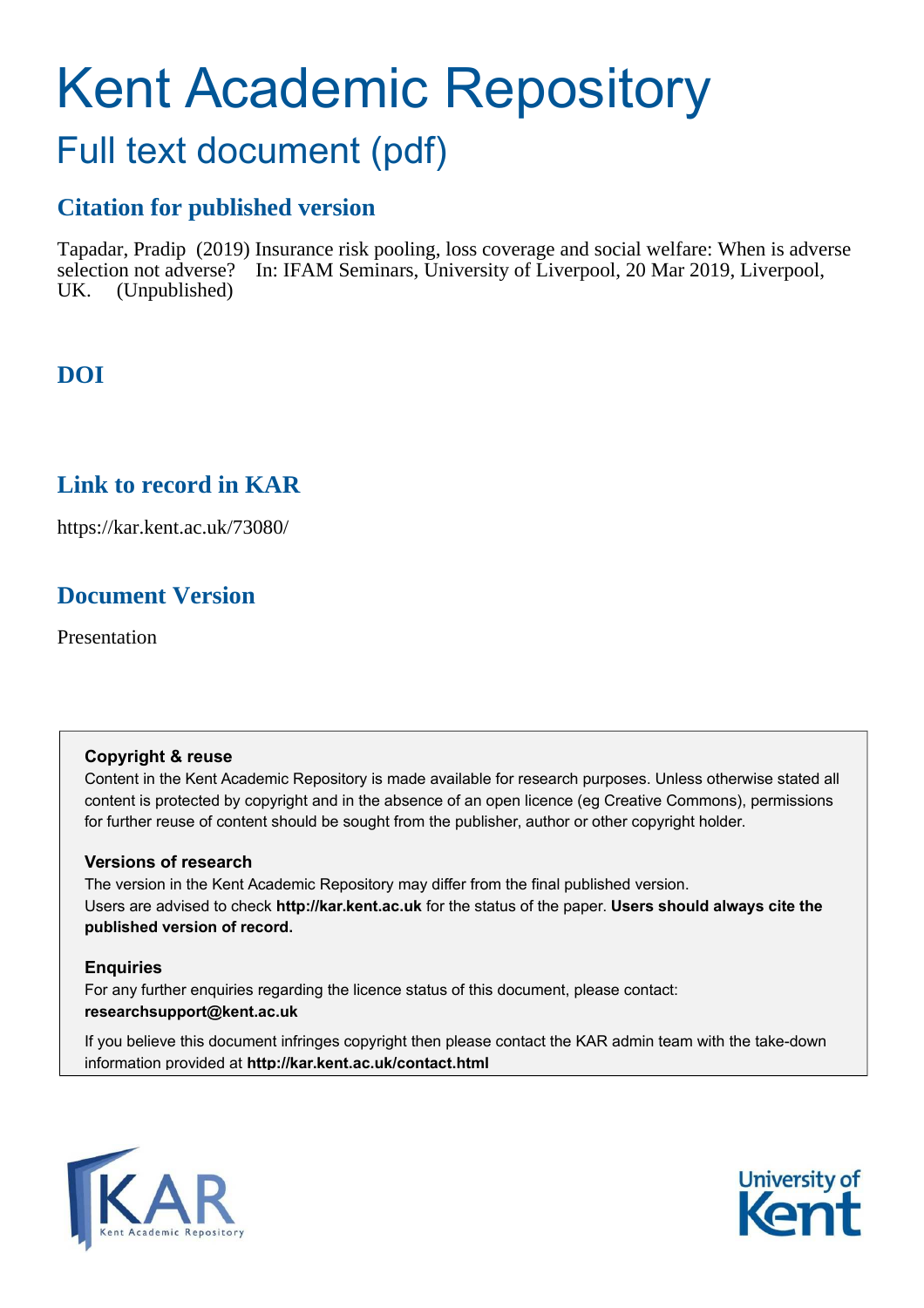# Kent Academic Repository

## Full text document (pdf)

## Citation for published version

Tapadar, Pradip (2019) Insurance risk pooling, loss coverage and social welfare: When is adverse selection not adverse? In: IFAM Seminars, University of Liverpool, 20 Mar 2019, Liverpool, UK. (Unpublished)

## DOI

## Link to record in KAR

https://kar.kent.ac.uk/73080/

## Document Version

Presentation

**Copyright & reuse**

Content in the Kent Academic Repository is made available for research purposes. Unless otherwise stated all content is protected by copyright and in the absence of an open licence (eg Creative Commons), permissions for further reuse of content should be sought from the publisher, author or other copyright holder.

**Versions of research**

The version in the Kent Academic Repository may differ from the final published version. Users are advised to check **http://kar.kent.ac.uk** for the status of the paper. **Users should always cite the published version of record.**

**Enquiries**

For any further enquiries regarding the licence status of this document, please contact: **researchsupport@kent.ac.uk**

If you believe this document infringes copyright then please contact the KAR admin team with the take-down information provided at **http://kar.kent.ac.uk/contact.html**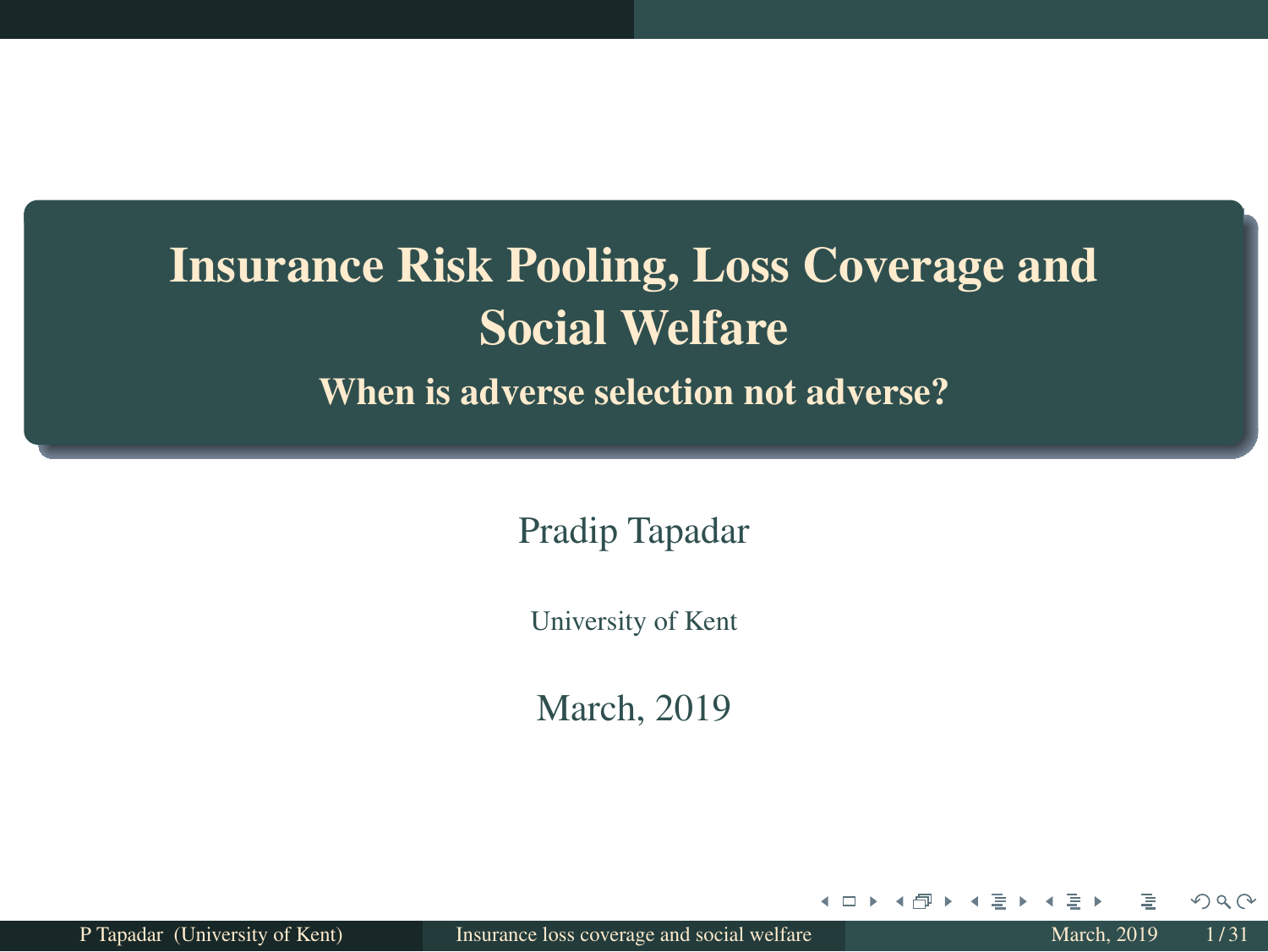# Insurance Risk Pooling, Loss Coverage and Social Welfare

## When is adverse selection not adverse?

Pradip Tapadar

University of Kent

March, 2019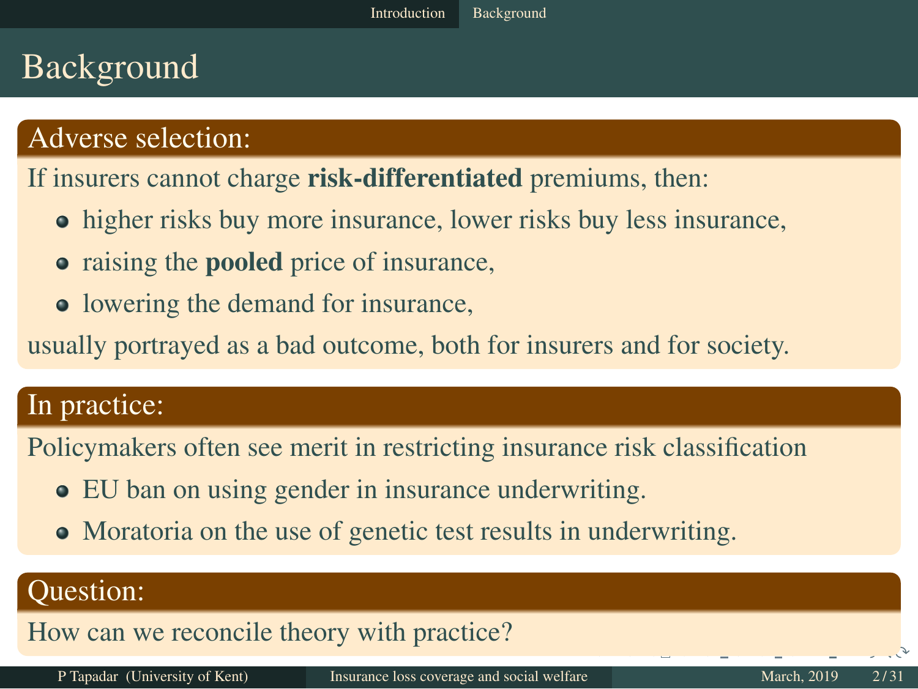# Background

## Adverse selection:

If insurers cannot charge **risk-differentiated** premiums, then:

- higher risks buy more insurance, lower risks buy less insurance,
- raising the **pooled** price of insurance,
- lowering the demand for insurance,

usually portrayed as a bad outcome, both for insurers and for society.

## In practice:

Policymakers often see merit in restricting insurance risk classification

- EU ban on using gender in insurance underwriting.
- Moratoria on the use of genetic test results in underwriting.

## Question:

How can we reconcile theory with practice?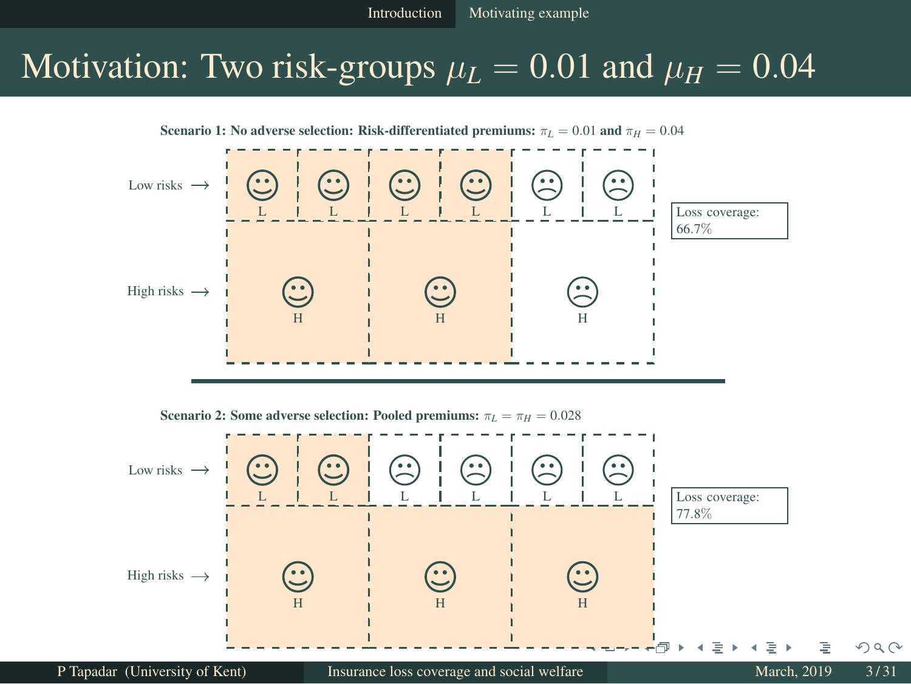# Motivation: Two risk-groups $\mu_L = 0.01$ and $\mu_H = 0.04$

**Scenario 1: No adverse selection: Risk-differentiated premiums:** $\pi_L = 0.01$ **and** $\pi_H = 0.04$

Low risks → L L L L L L

High risks → H H H

Loss coverage: 66.7%

**Scenario 2: Some adverse selection: Pooled premiums:** $\pi_L = \pi_H = 0.028$

Low risks → L L L L L L

High risks → H H H

Loss coverage: 77.8%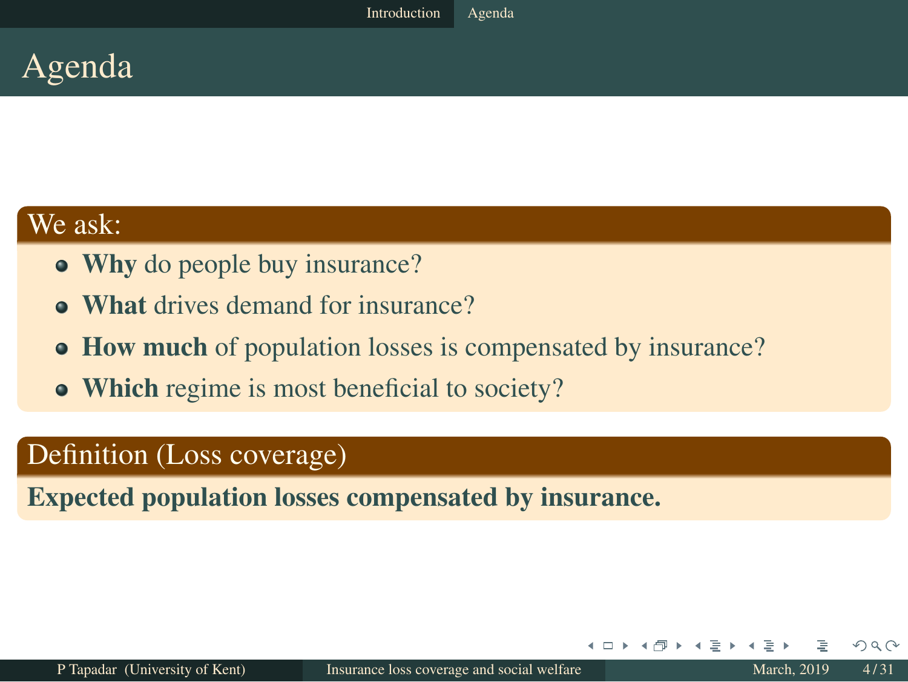# Agenda

**We ask:**

- **Why** do people buy insurance?
- **What** drives demand for insurance?
- **How much** of population losses is compensated by insurance?
- **Which** regime is most beneficial to society?

**Definition (Loss coverage)**

**Expected population losses compensated by insurance.**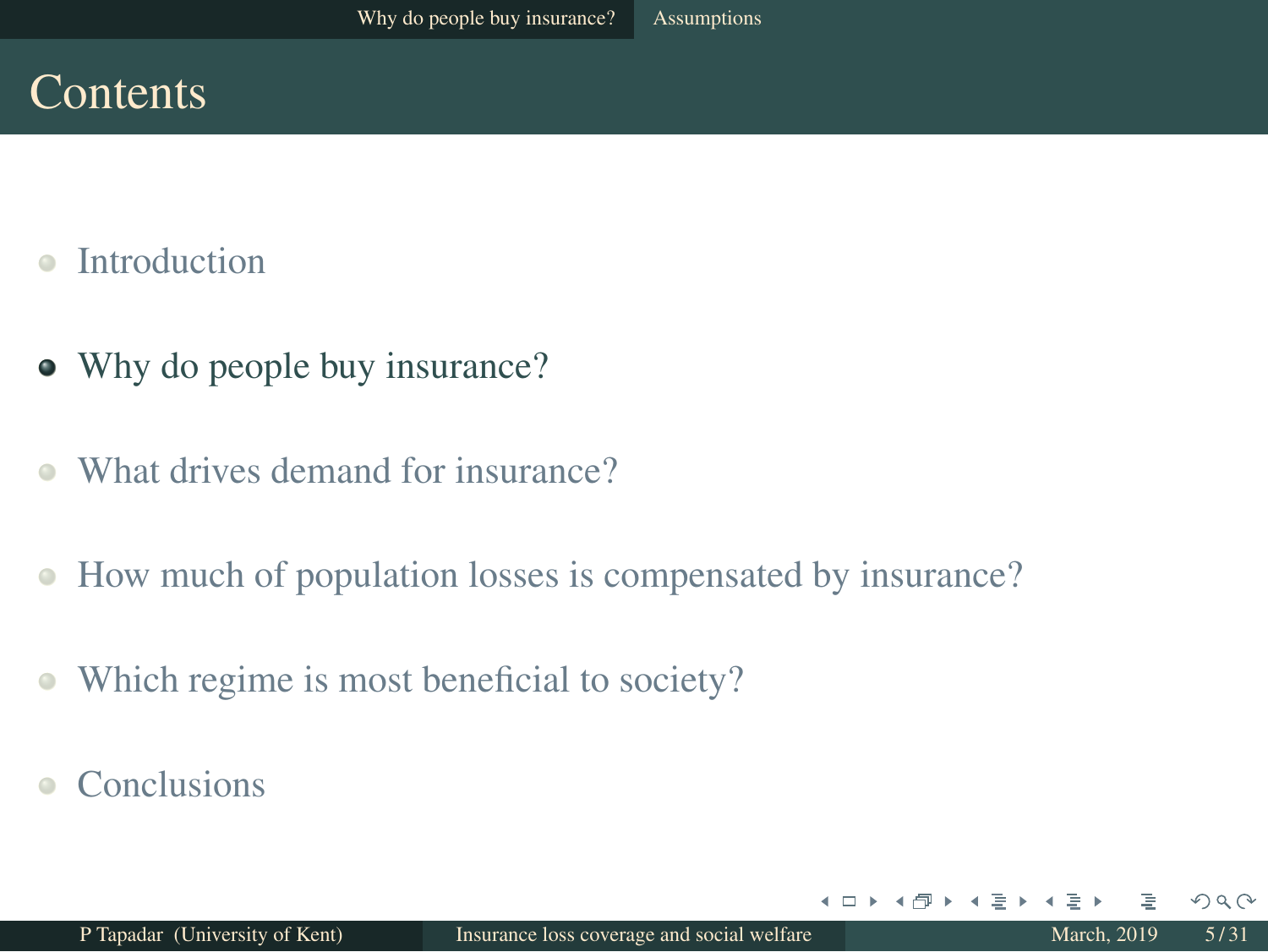# Contents

- Introduction
- Why do people buy insurance?
- What drives demand for insurance?
- How much of population losses is compensated by insurance?
- Which regime is most beneficial to society?
- Conclusions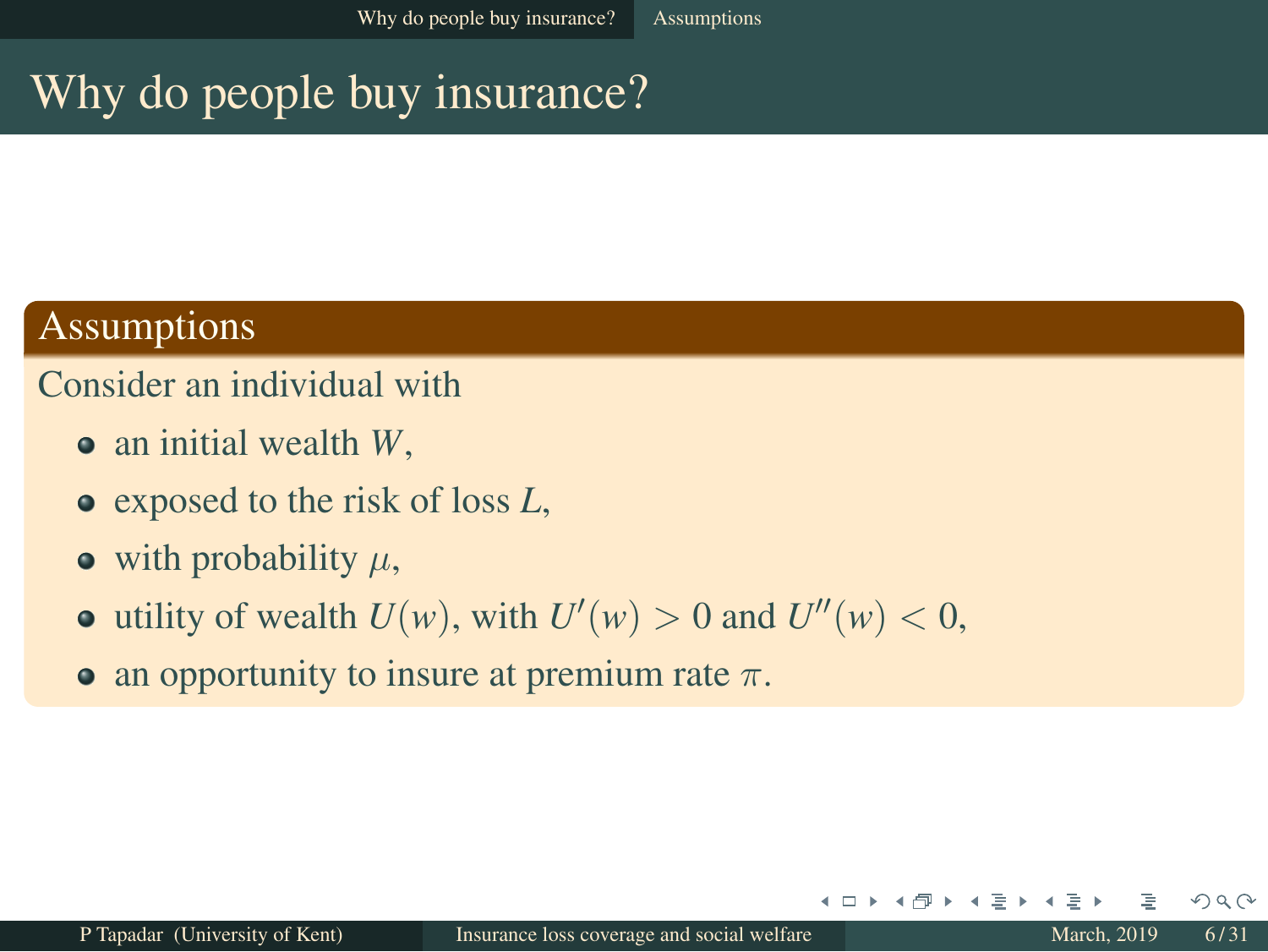# Why do people buy insurance?

## Assumptions

Consider an individual with

- an initial wealth $W$,
- exposed to the risk of loss $L$,
- with probability $\mu$,
- utility of wealth $U(w)$, with $U'(w) > 0$ and $U''(w) < 0$,
- an opportunity to insure at premium rate $\pi$.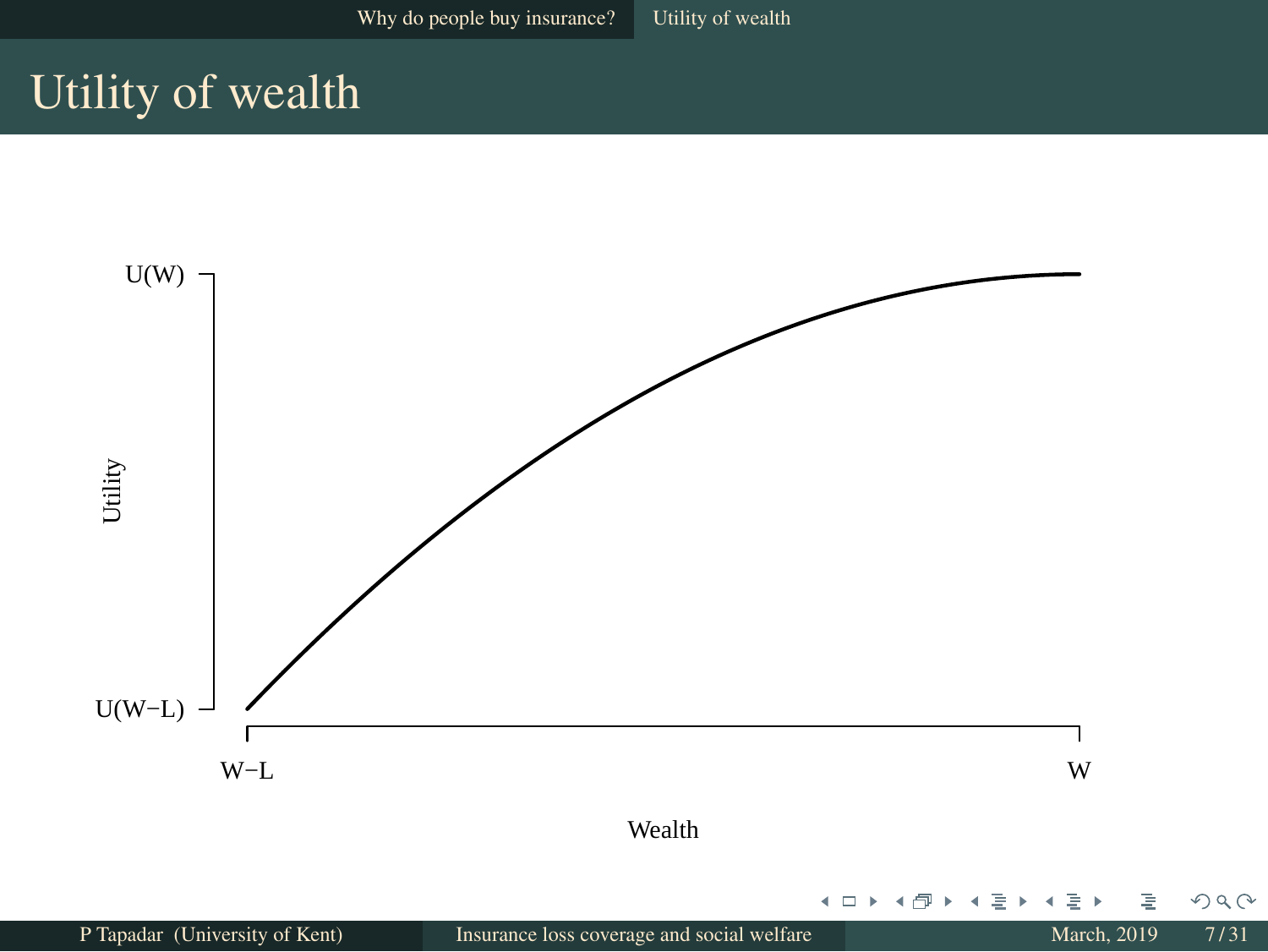# Utility of wealth

U(W)

U(W−L)

Utility

W−L

W

Wealth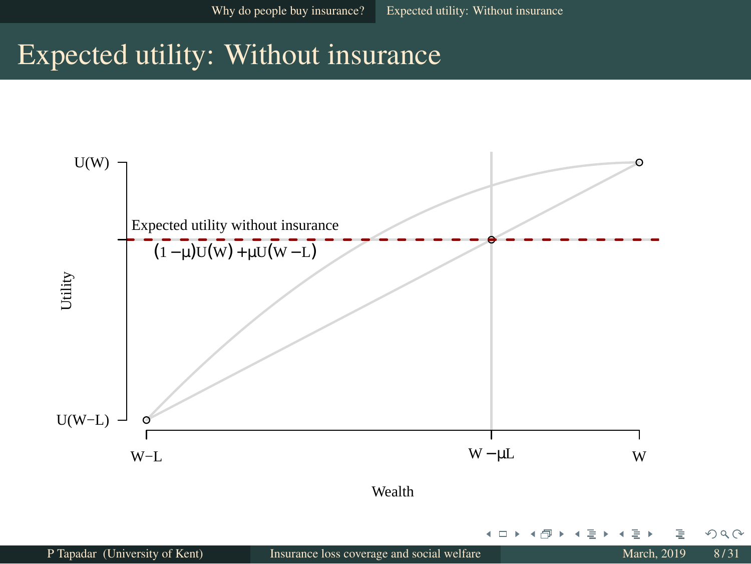# Expected utility: Without insurance

Expected utility without insurance

$(1-\mu)U(W) + \mu U(W-L)$

U(W)

U(W−L)

Utility

W−L

$W-\mu L$

W

Wealth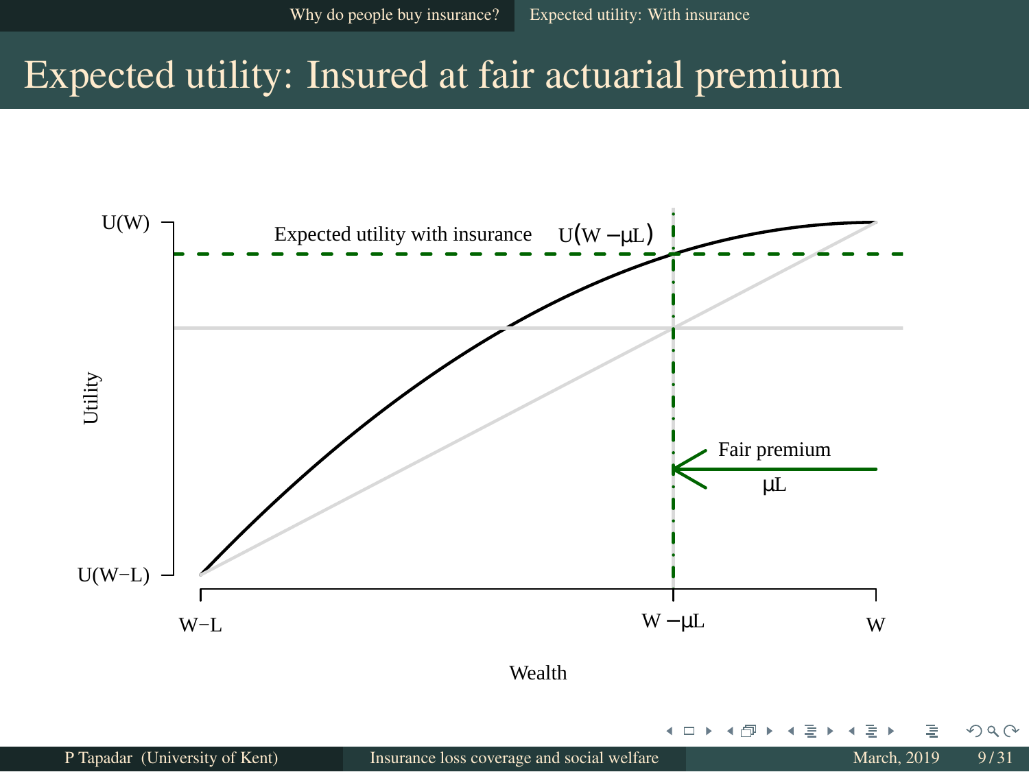# Expected utility: Insured at fair actuarial premium

Expected utility with insurance $U(W - \mu L)$

Fair premium $\mu L$

$U(W)$

$U(W-L)$

Utility

$W-L$ $W - \mu L$ $W$

Wealth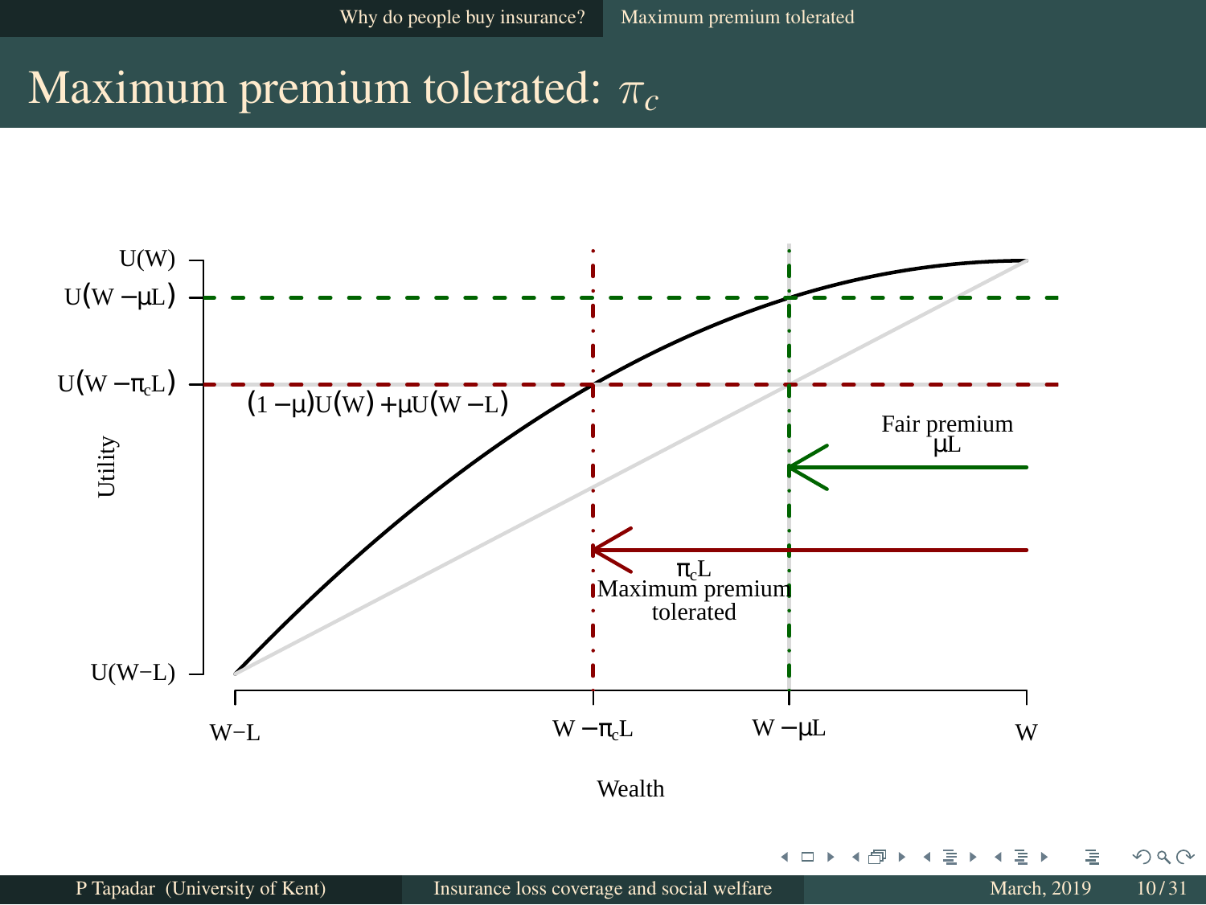# Maximum premium tolerated: $\pi_c$

$U(W)$

$U(W - \mu L)$

$U(W - \pi_c L)$

$(1-\mu)U(W) + \mu U(W-L)$

Utility

$U(W-L)$

Fair premium
$\mu L$

$\pi_c L$
Maximum premium
tolerated

$W-L$ $\quad$ $W - \pi_c L$ $\quad$ $W - \mu L$ $\quad$ $W$

Wealth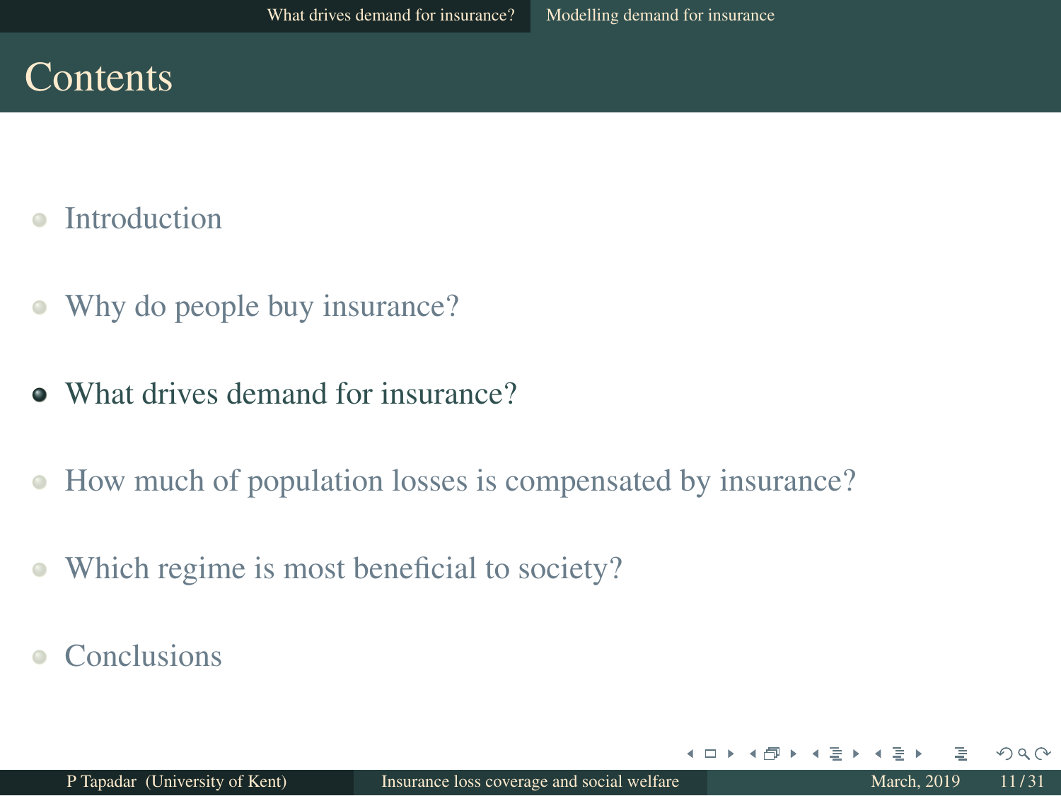# Contents

- Introduction
- Why do people buy insurance?
- What drives demand for insurance?
- How much of population losses is compensated by insurance?
- Which regime is most beneficial to society?
- Conclusions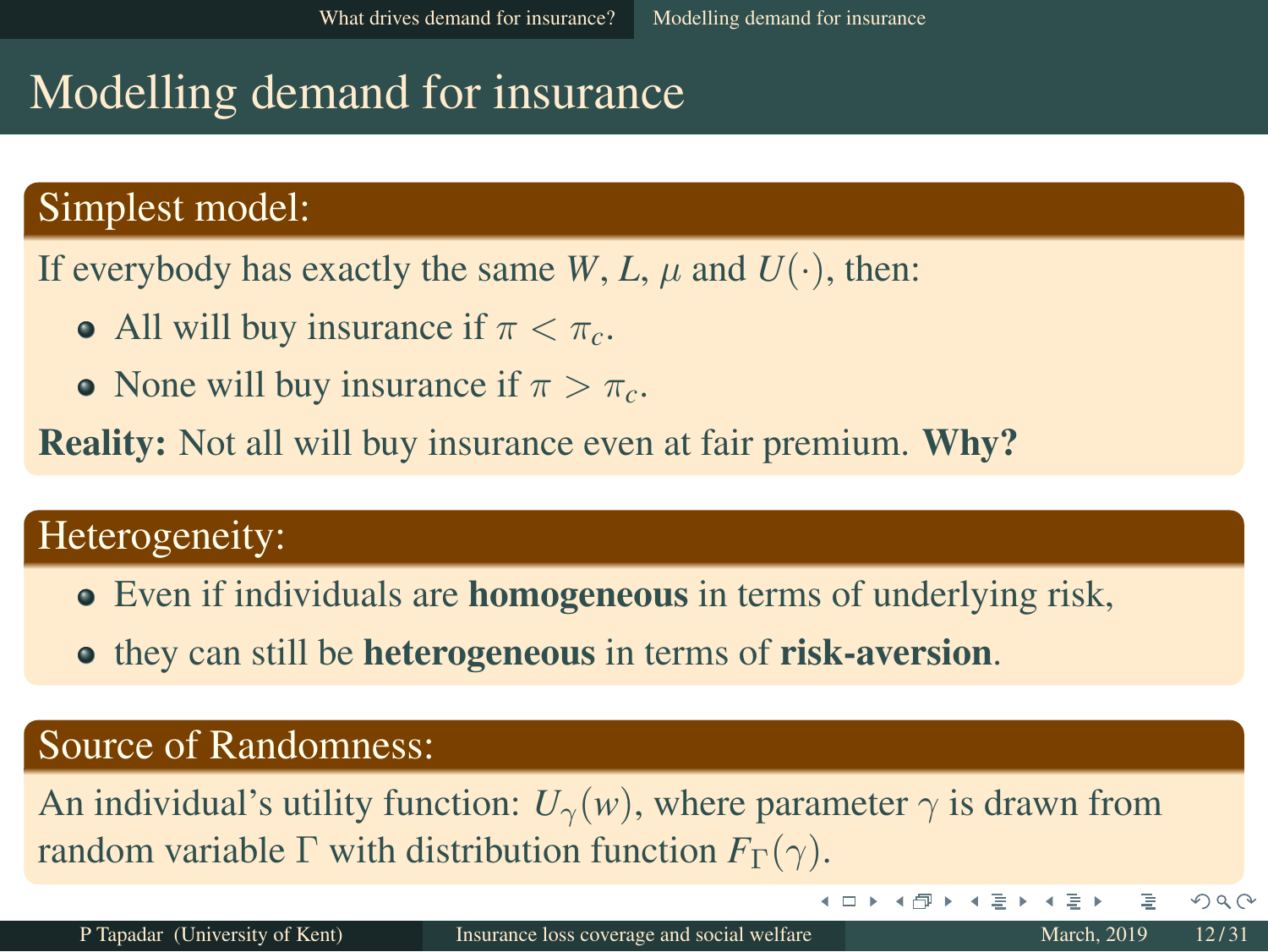# Modelling demand for insurance

## Simplest model:

If everybody has exactly the same $W$, $L$, $\mu$ and $U(\cdot)$, then:

- All will buy insurance if $\pi < \pi_c$.
- None will buy insurance if $\pi > \pi_c$.

**Reality:** Not all will buy insurance even at fair premium. **Why?**

## Heterogeneity:

- Even if individuals are **homogeneous** in terms of underlying risk,
- they can still be **heterogeneous** in terms of **risk-aversion**.

## Source of Randomness:

An individual's utility function: $U_\gamma(w)$, where parameter $\gamma$ is drawn from random variable $\Gamma$ with distribution function $F_\Gamma(\gamma)$.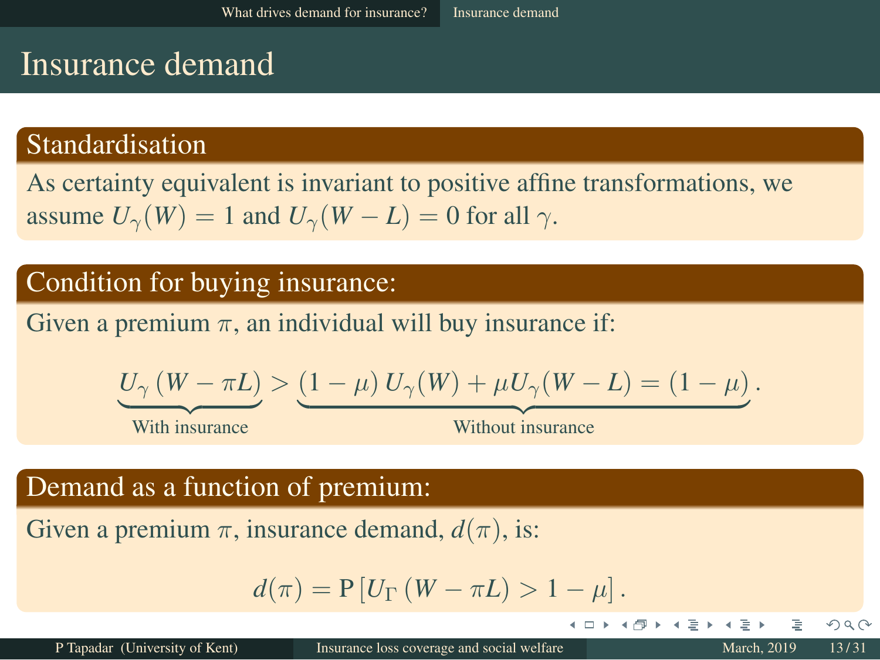# Insurance demand

## Standardisation

As certainty equivalent is invariant to positive affine transformations, we assume $U_\gamma(W) = 1$ and $U_\gamma(W - L) = 0$ for all $\gamma$.

## Condition for buying insurance:

Given a premium $\pi$, an individual will buy insurance if:

$$\underbrace{U_\gamma\left(W - \pi L\right)}_{\text{With insurance}} > \underbrace{(1-\mu)\, U_\gamma(W) + \mu U_\gamma(W - L) = (1-\mu)}_{\text{Without insurance}}.$$

## Demand as a function of premium:

Given a premium $\pi$, insurance demand, $d(\pi)$, is:

$$d(\pi) = \mathrm{P}\left[U_\Gamma\left(W - \pi L\right) > 1 - \mu\right].$$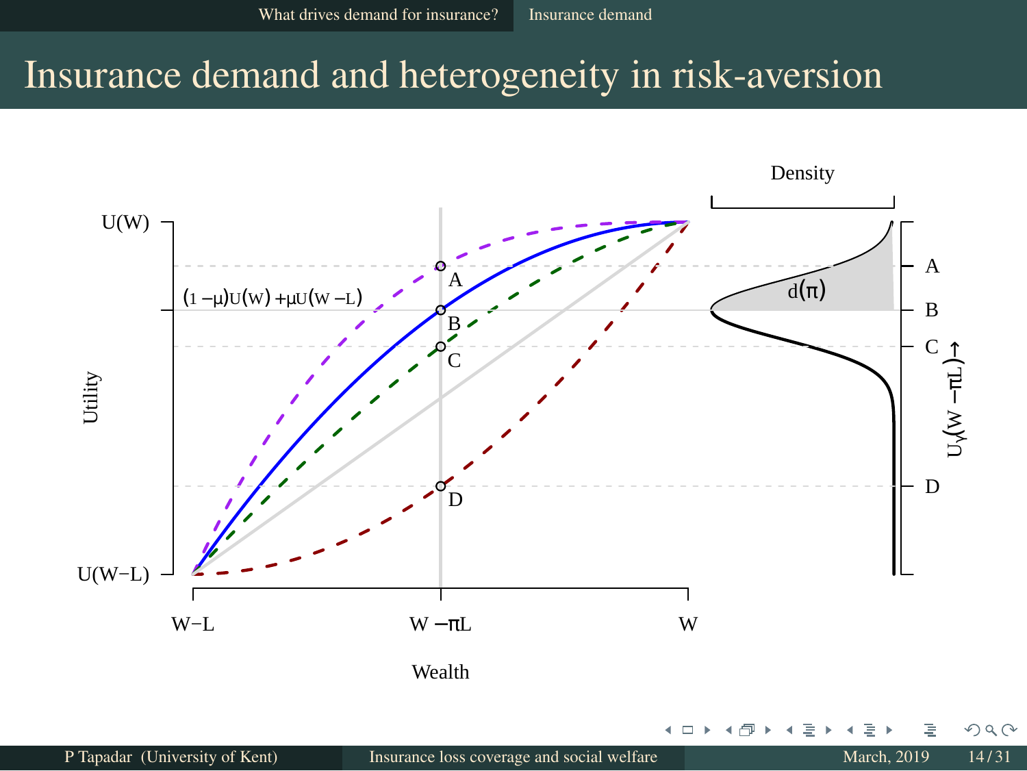# Insurance demand and heterogeneity in risk-aversion

Density

$U(W)$

$(1-\mu)U(W)+\mu U(W-L)$

$U(W-L)$

Utility

A

B

C

D

$d(\pi)$

$U_\gamma(W-\pi L)\rightarrow$

$W-L$

$W-\pi L$

$W$

Wealth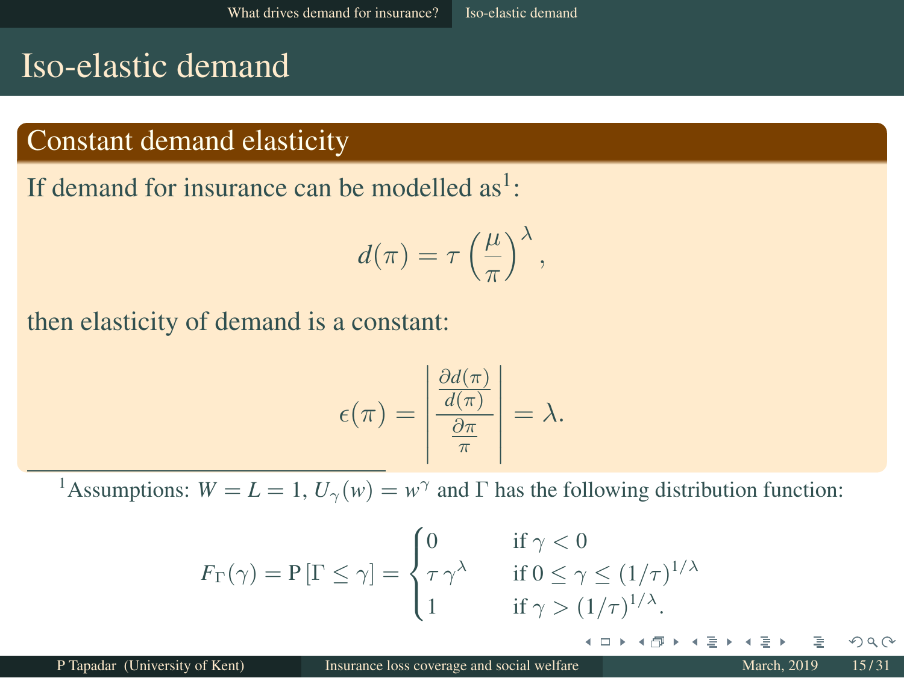# Iso-elastic demand

## Constant demand elasticity

If demand for insurance can be modelled as[1]:

$$d(\pi) = \tau \left( \frac{\mu}{\pi} \right)^{\lambda},$$

then elasticity of demand is a constant:

$$\epsilon(\pi) = \left| \frac{\frac{\partial d(\pi)}{d(\pi)}}{\frac{\partial \pi}{\pi}} \right| = \lambda.$$

[1] Assumptions: $W = L = 1$, $U_\gamma(w) = w^\gamma$ and $\Gamma$ has the following distribution function:

$$F_\Gamma(\gamma) = \mathrm{P}[\Gamma \leq \gamma] = \begin{cases} 0 & \text{if } \gamma < 0 \\ \tau \, \gamma^\lambda & \text{if } 0 \leq \gamma \leq (1/\tau)^{1/\lambda} \\ 1 & \text{if } \gamma > (1/\tau)^{1/\lambda}. \end{cases}$$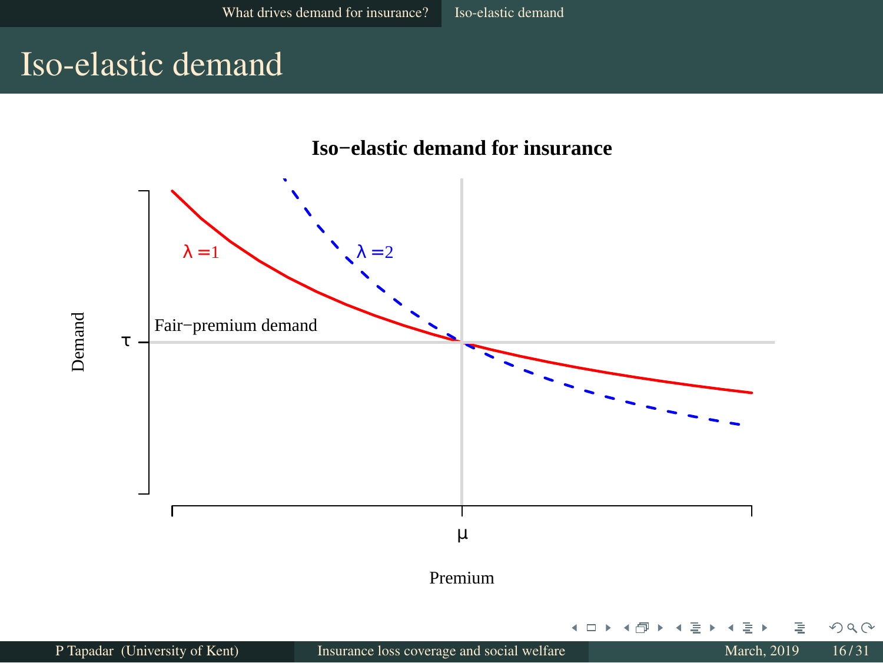# Iso-elastic demand

**Iso−elastic demand for insurance**

Demand

$\tau$

Fair−premium demand

$\lambda = 1$

$\lambda = 2$

$\mu$

Premium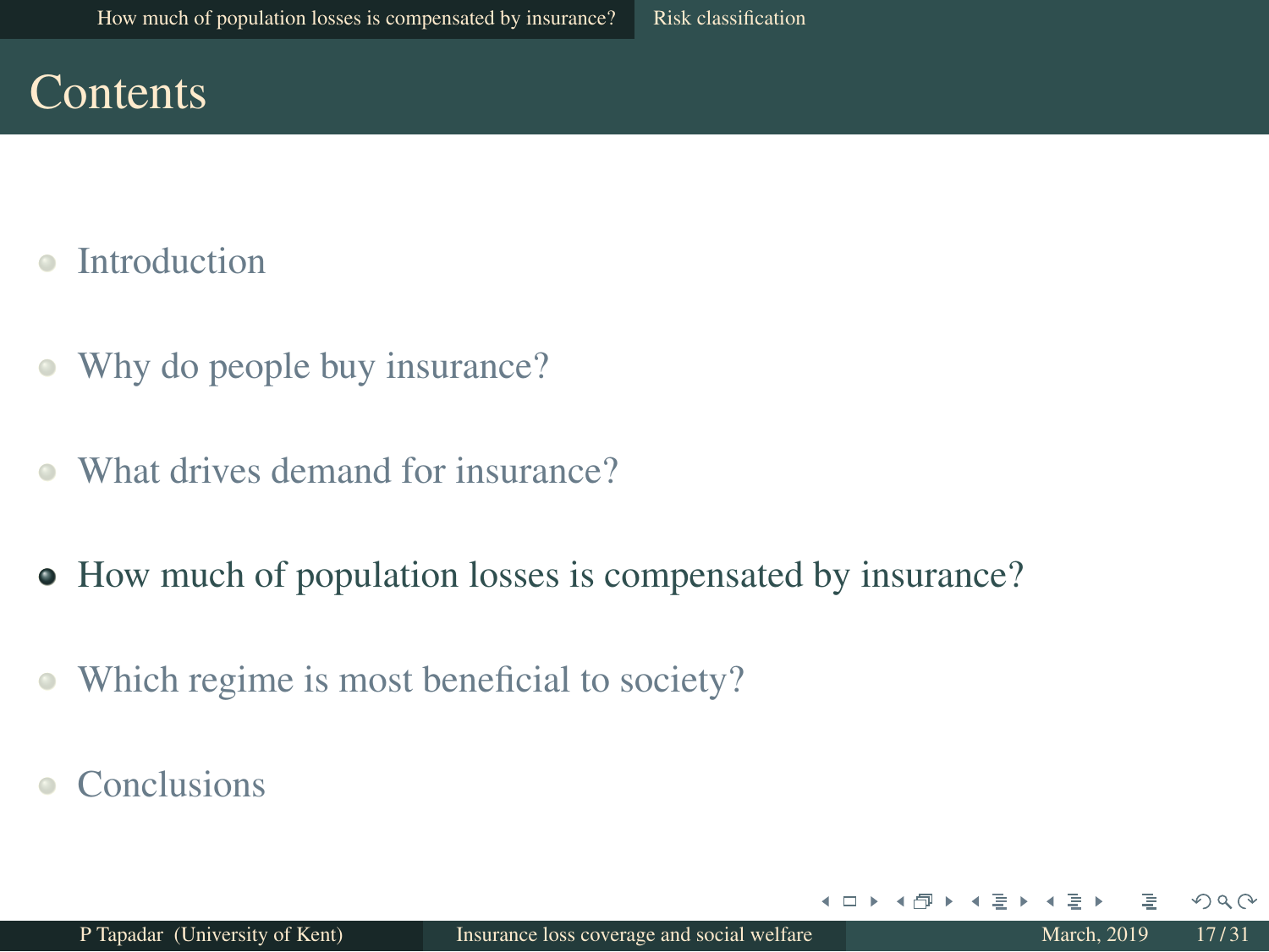# Contents

- Introduction
- Why do people buy insurance?
- What drives demand for insurance?
- **How much of population losses is compensated by insurance?**
- Which regime is most beneficial to society?
- Conclusions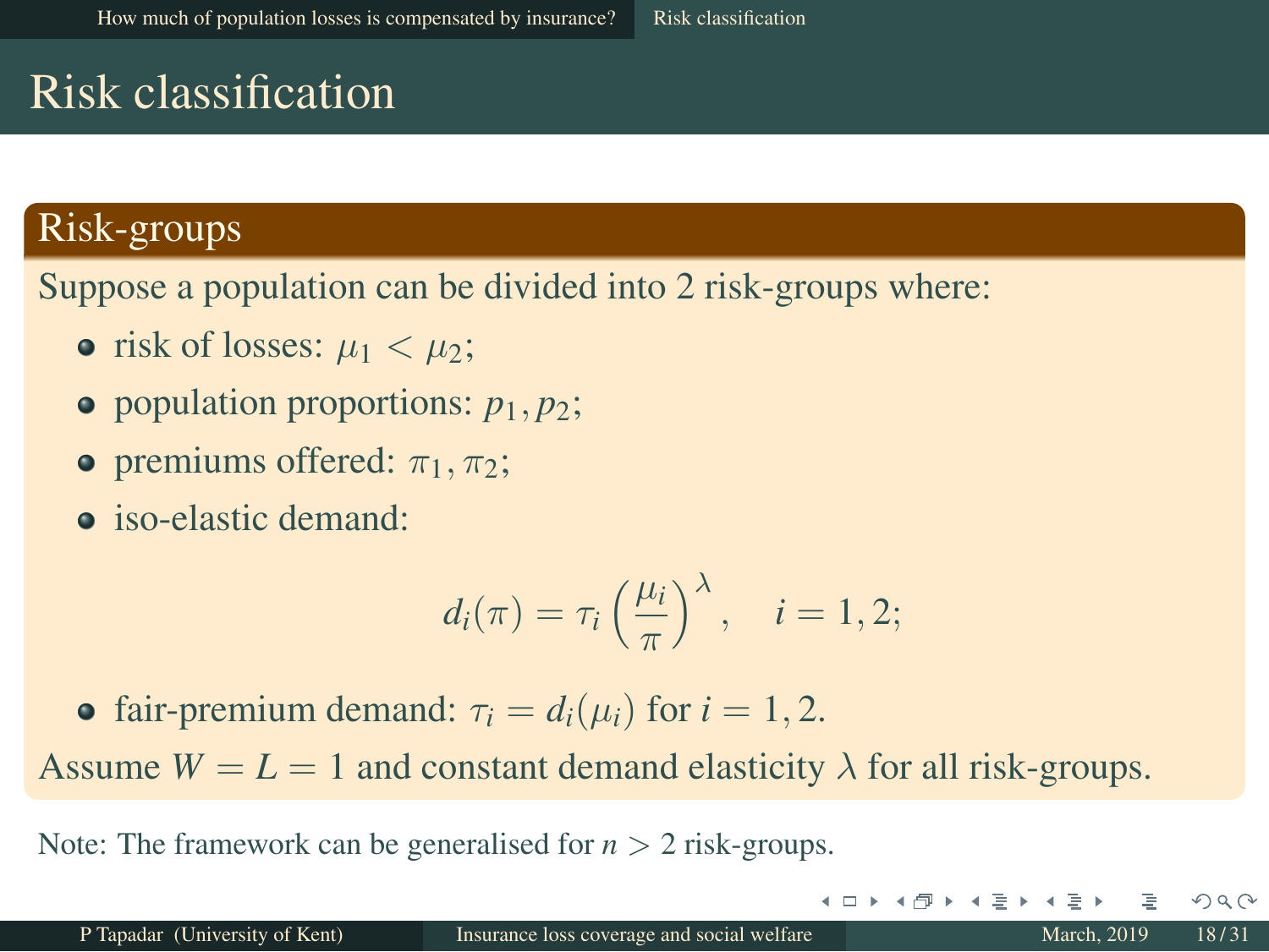# Risk classification

## Risk-groups

Suppose a population can be divided into 2 risk-groups where:

- risk of losses: $\mu_1 < \mu_2$;
- population proportions: $p_1, p_2$;
- premiums offered: $\pi_1, \pi_2$;
- iso-elastic demand:

$$d_i(\pi) = \tau_i \left(\frac{\mu_i}{\pi}\right)^{\lambda}, \quad i = 1, 2;$$

- fair-premium demand: $\tau_i = d_i(\mu_i)$ for $i = 1, 2$.

Assume $W = L = 1$ and constant demand elasticity $\lambda$ for all risk-groups.

Note: The framework can be generalised for $n > 2$ risk-groups.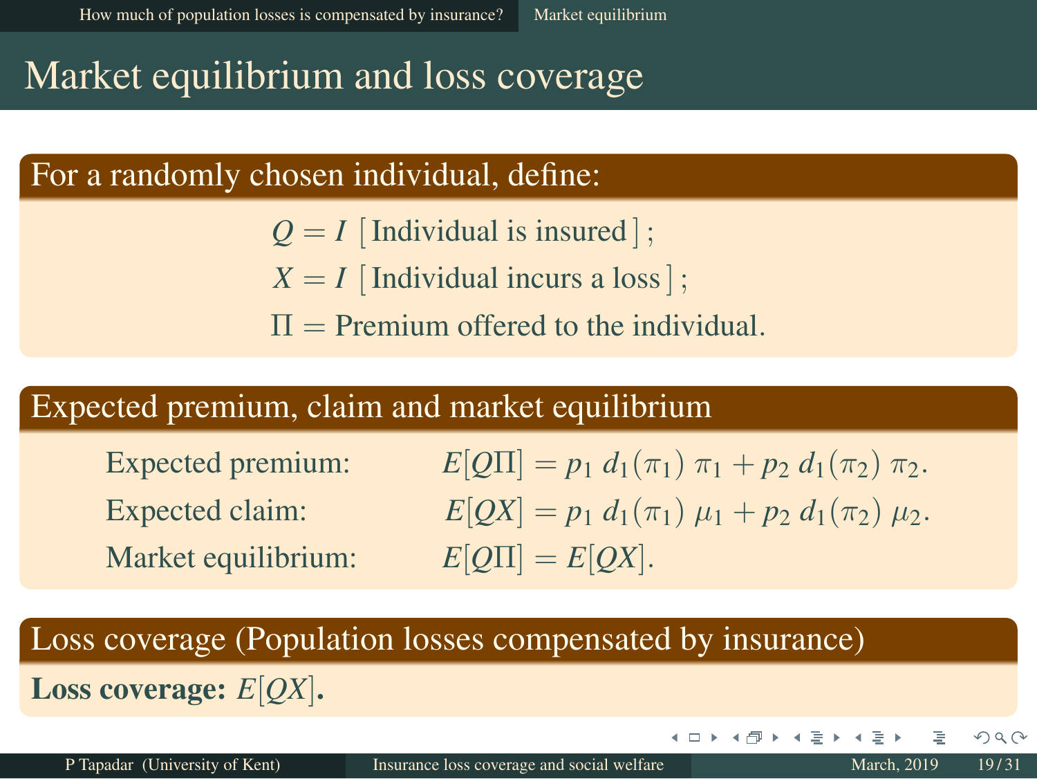# Market equilibrium and loss coverage

## For a randomly chosen individual, define:

$$Q = I\,[\,\text{Individual is insured}\,]\,;$$
$$X = I\,[\,\text{Individual incurs a loss}\,]\,;$$
$$\Pi = \text{Premium offered to the individual.}$$

## Expected premium, claim and market equilibrium

Expected premium: $E[Q\Pi] = p_1\, d_1(\pi_1)\, \pi_1 + p_2\, d_1(\pi_2)\, \pi_2.$

Expected claim: $E[QX] = p_1\, d_1(\pi_1)\, \mu_1 + p_2\, d_1(\pi_2)\, \mu_2.$

Market equilibrium: $E[Q\Pi] = E[QX].$

## Loss coverage (Population losses compensated by insurance)

**Loss coverage: $E[QX]$.**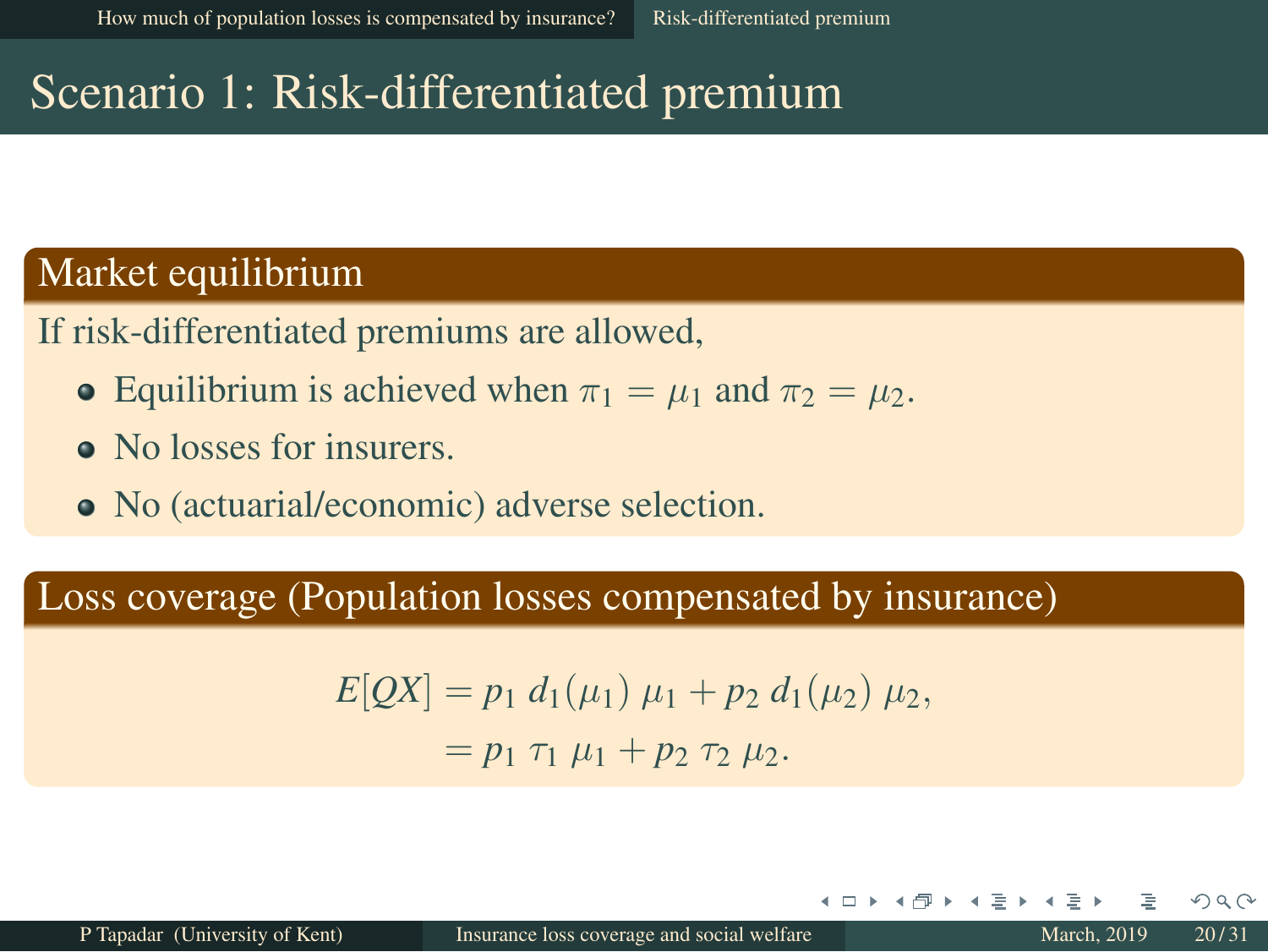# Scenario 1: Risk-differentiated premium

## Market equilibrium

If risk-differentiated premiums are allowed,

- Equilibrium is achieved when $\pi_1 = \mu_1$ and $\pi_2 = \mu_2$.
- No losses for insurers.
- No (actuarial/economic) adverse selection.

## Loss coverage (Population losses compensated by insurance)

$$
\begin{aligned}
E[QX] &= p_1 \, d_1(\mu_1) \, \mu_1 + p_2 \, d_1(\mu_2) \, \mu_2, \\
&= p_1 \, \tau_1 \, \mu_1 + p_2 \, \tau_2 \, \mu_2.
\end{aligned}
$$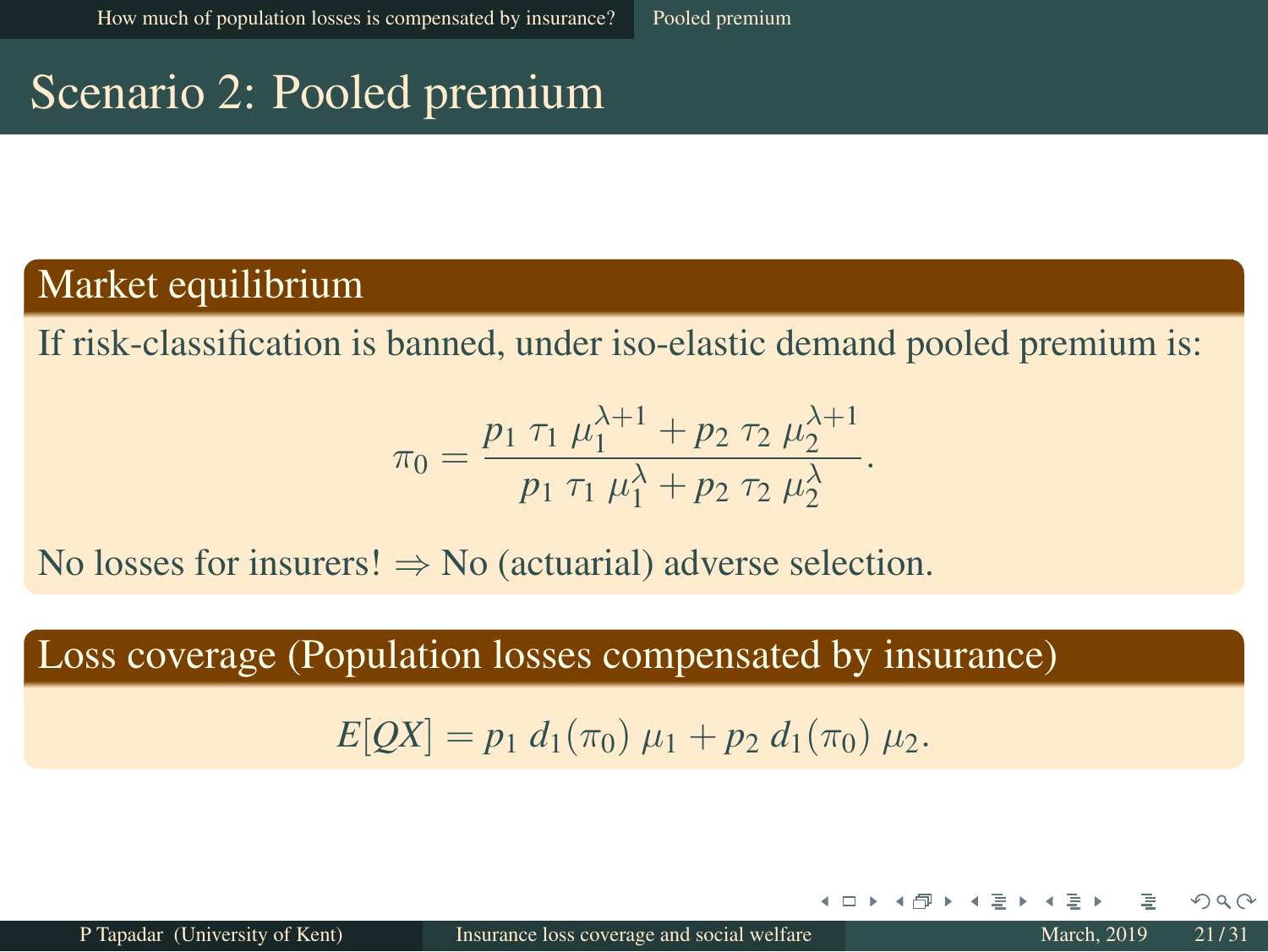# Scenario 2: Pooled premium

## Market equilibrium

If risk-classification is banned, under iso-elastic demand pooled premium is:

$$\pi_0 = \frac{p_1 \; \tau_1 \; \mu_1^{\lambda+1} + p_2 \; \tau_2 \; \mu_2^{\lambda+1}}{p_1 \; \tau_1 \; \mu_1^{\lambda} + p_2 \; \tau_2 \; \mu_2^{\lambda}}.$$

No losses for insurers! $\Rightarrow$ No (actuarial) adverse selection.

## Loss coverage (Population losses compensated by insurance)

$$E[QX] = p_1 \; d_1(\pi_0) \; \mu_1 + p_2 \; d_1(\pi_0) \; \mu_2.$$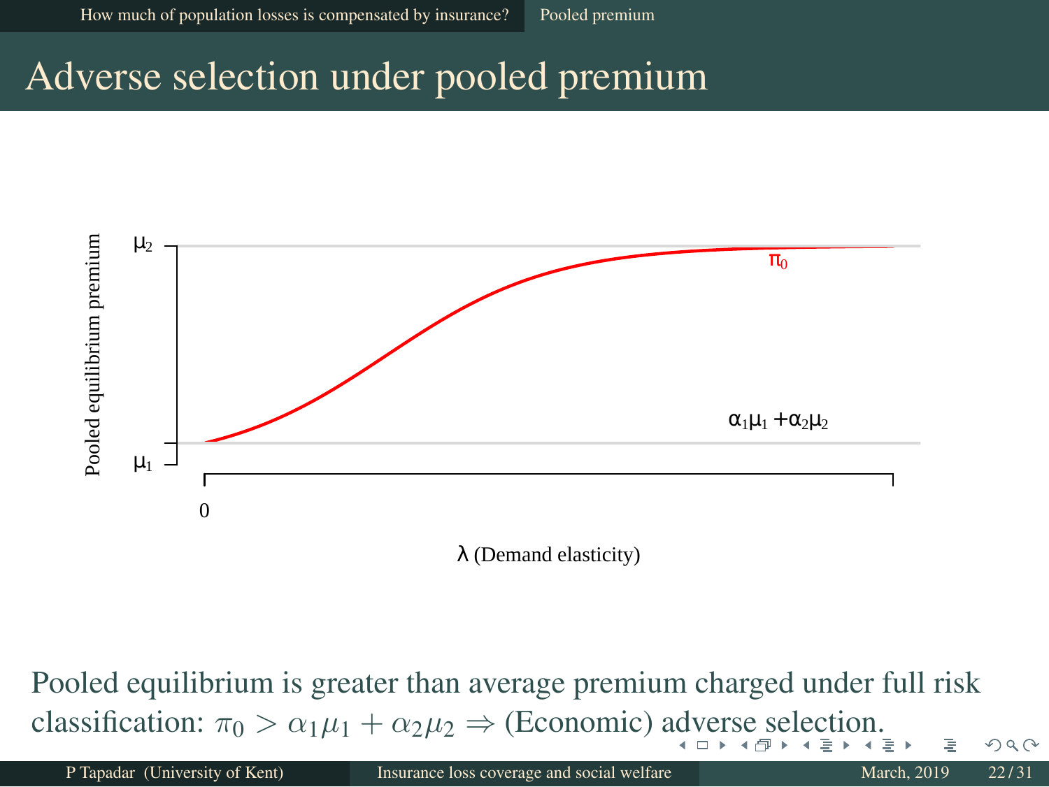# Adverse selection under pooled premium

Pooled equilibrium is greater than average premium charged under full risk classification: $\pi_0 > \alpha_1\mu_1 + \alpha_2\mu_2 \Rightarrow$ (Economic) adverse selection.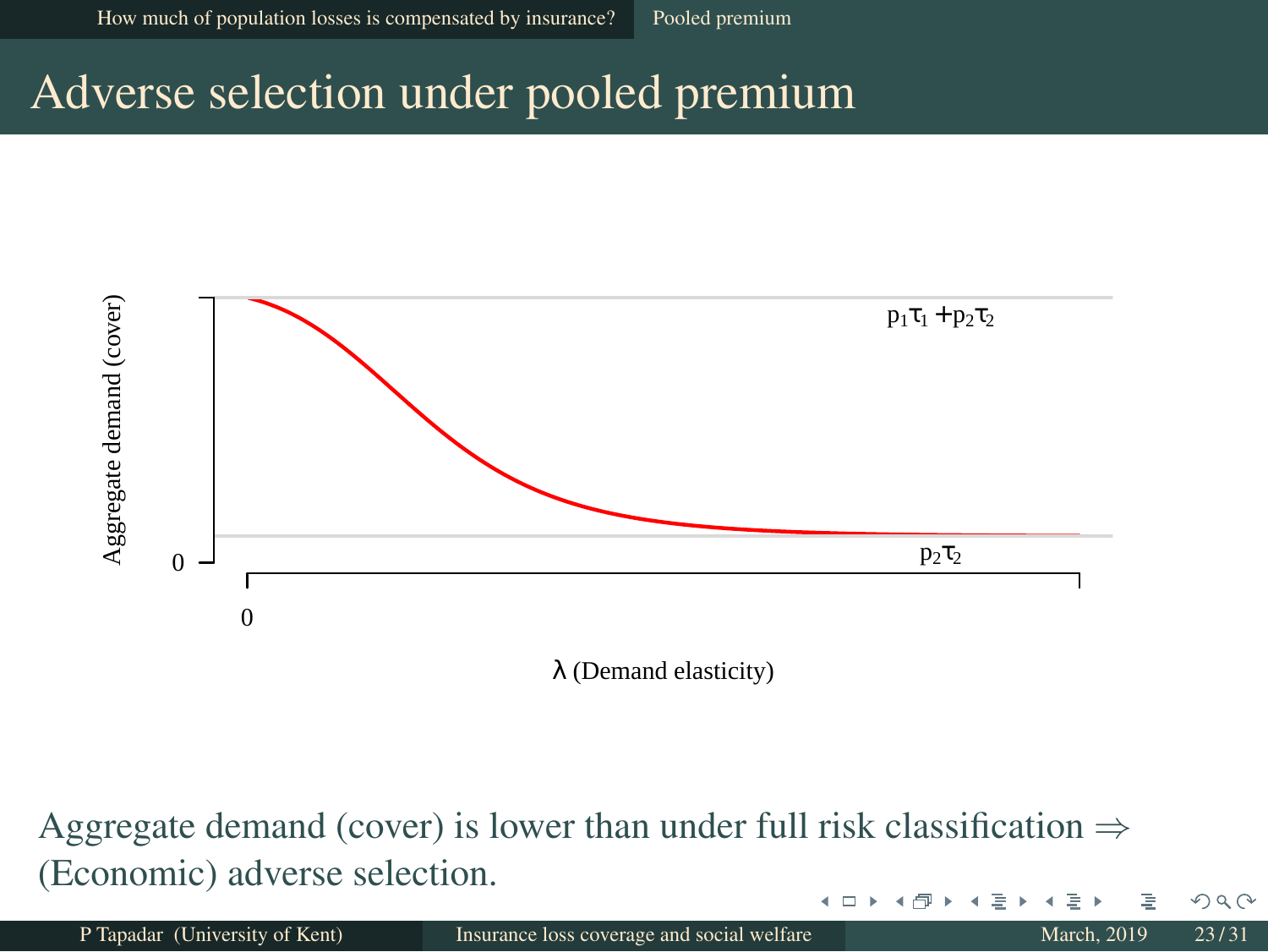# Adverse selection under pooled premium

Aggregate demand (cover)

$p_1\tau_1 + p_2\tau_2$

$p_2\tau_2$

0

0

$\lambda$ (Demand elasticity)

Aggregate demand (cover) is lower than under full risk classification $\Rightarrow$ (Economic) adverse selection.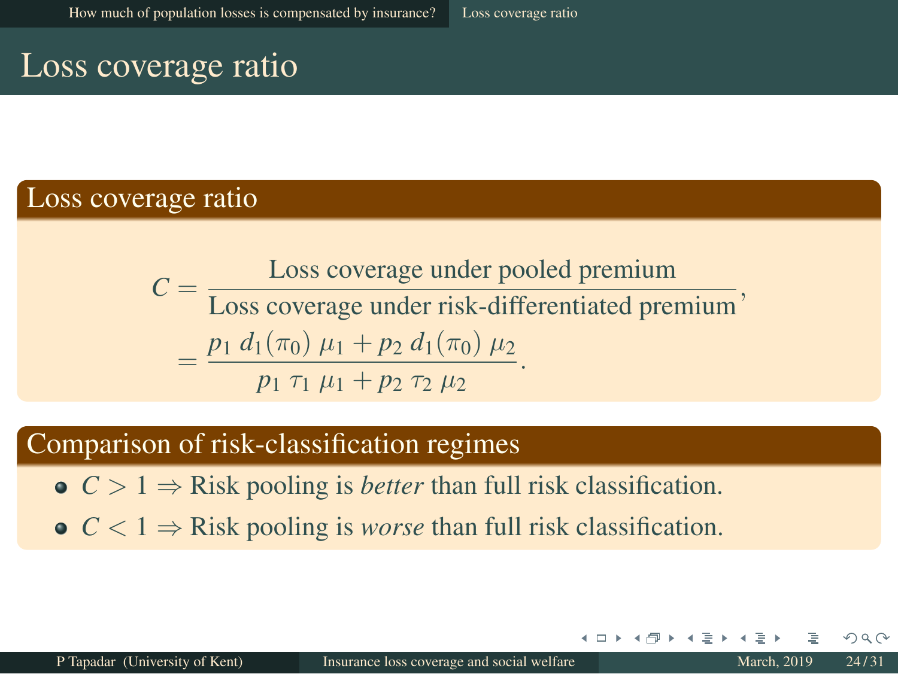# Loss coverage ratio

## Loss coverage ratio

$$
\begin{aligned}
C &= \frac{\text{Loss coverage under pooled premium}}{\text{Loss coverage under risk-differentiated premium}}, \\
&= \frac{p_1 \, d_1(\pi_0) \, \mu_1 + p_2 \, d_1(\pi_0) \, \mu_2}{p_1 \, \tau_1 \, \mu_1 + p_2 \, \tau_2 \, \mu_2}.
\end{aligned}
$$

## Comparison of risk-classification regimes

- $C > 1 \Rightarrow$ Risk pooling is *better* than full risk classification.
- $C < 1 \Rightarrow$ Risk pooling is *worse* than full risk classification.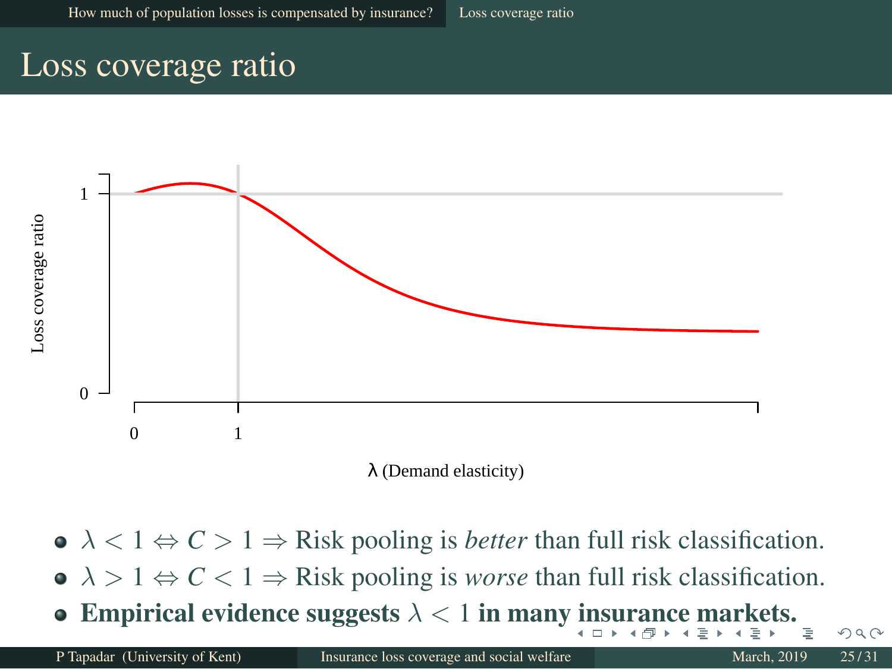# Loss coverage ratio

- $\lambda < 1 \Leftrightarrow C > 1 \Rightarrow$ Risk pooling is *better* than full risk classification.
- $\lambda > 1 \Leftrightarrow C < 1 \Rightarrow$ Risk pooling is *worse* than full risk classification.
- **Empirical evidence suggests $\lambda < 1$ in many insurance markets.**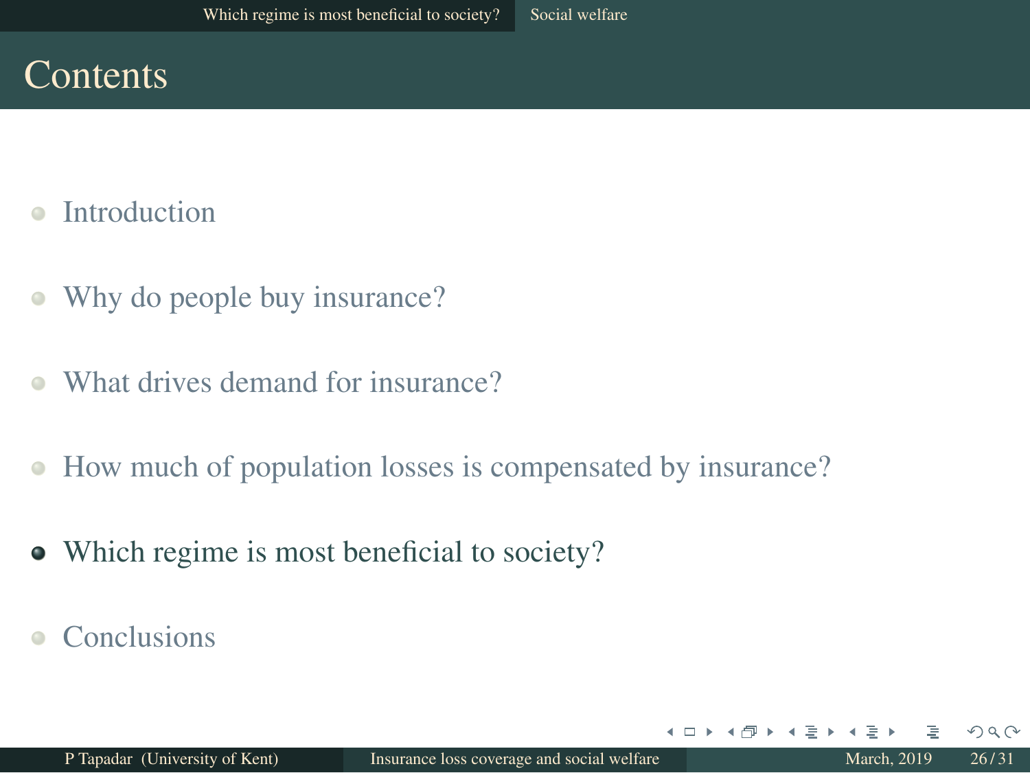# Contents

- Introduction
- Why do people buy insurance?
- What drives demand for insurance?
- How much of population losses is compensated by insurance?
- **Which regime is most beneficial to society?**
- Conclusions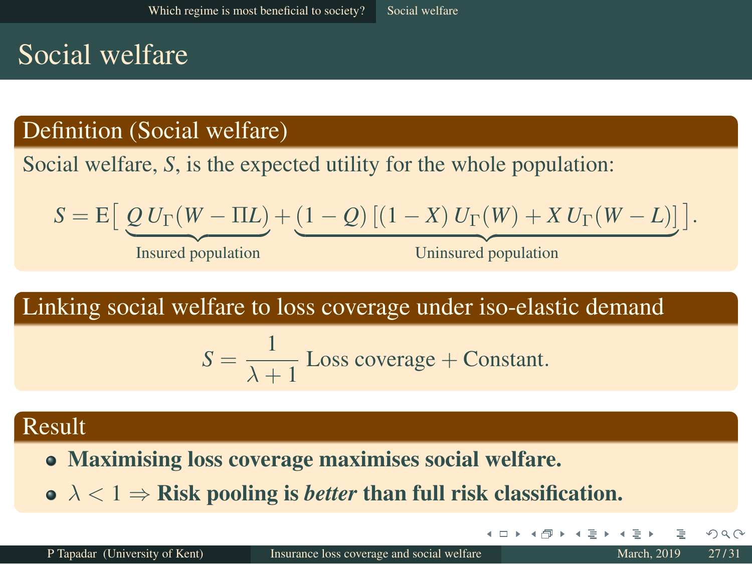# Social welfare

## Definition (Social welfare)

Social welfare, $S$, is the expected utility for the whole population:

$$S = \mathrm{E}\Big[ \underbrace{Q\, U_\Gamma(W - \Pi L)}_{\text{Insured population}} + \underbrace{(1-Q)\,\big[(1-X)\, U_\Gamma(W) + X\, U_\Gamma(W-L)\big]}_{\text{Uninsured population}} \Big].$$

## Linking social welfare to loss coverage under iso-elastic demand

$$S = \frac{1}{\lambda + 1}\ \text{Loss coverage} + \text{Constant}.$$

## Result

- **Maximising loss coverage maximises social welfare.**
- $\lambda < 1 \Rightarrow$ **Risk pooling is *better* than full risk classification.**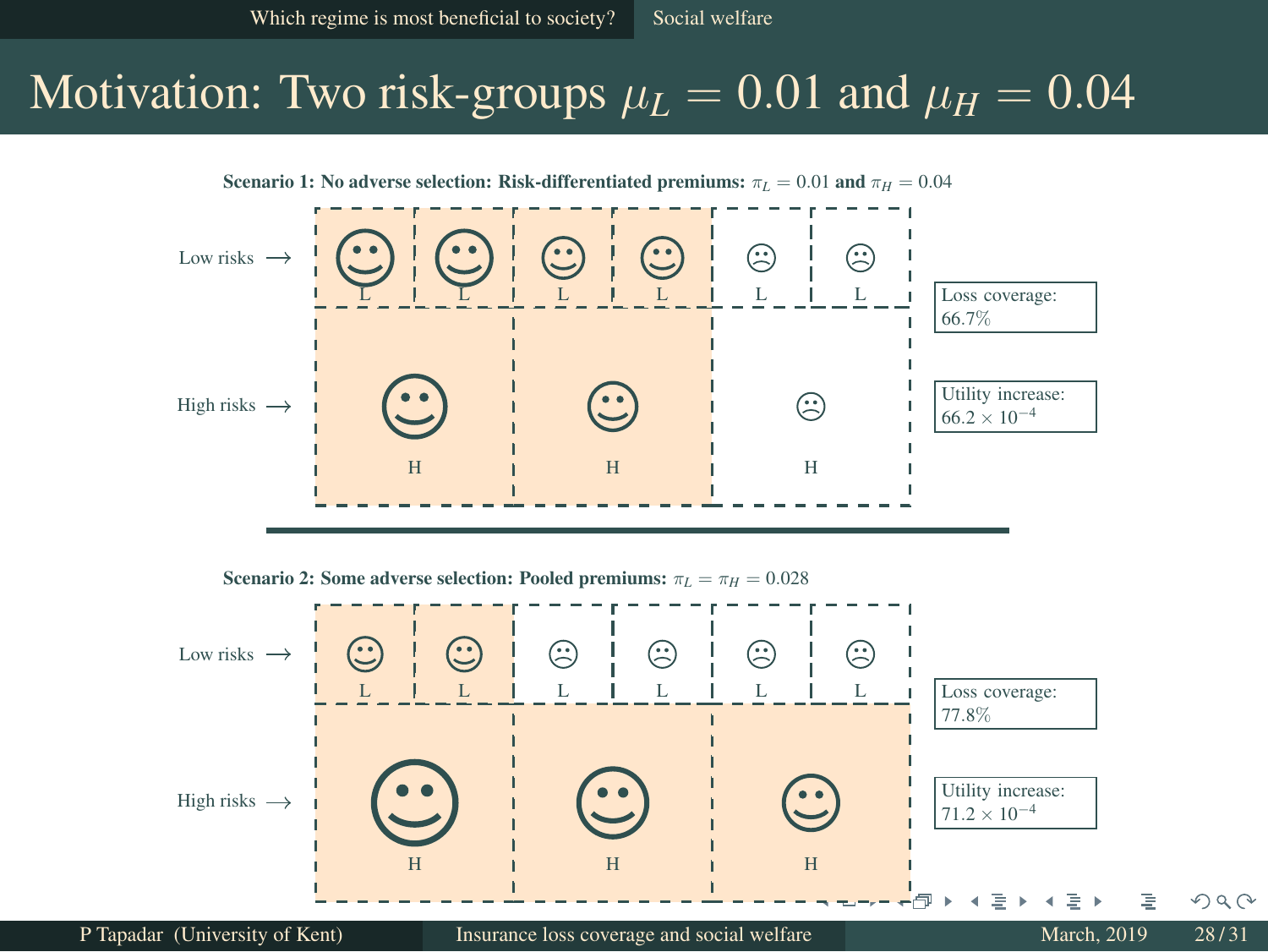# Motivation: Two risk-groups $\mu_L = 0.01$ and $\mu_H = 0.04$

**Scenario 1: No adverse selection: Risk-differentiated premiums:** $\pi_L = 0.01$ **and** $\pi_H = 0.04$

Low risks →

L L L L L L

High risks →

H H H

Loss coverage: 66.7%

Utility increase: $66.2 \times 10^{-4}$

**Scenario 2: Some adverse selection: Pooled premiums:** $\pi_L = \pi_H = 0.028$

Low risks →

L L L L L L

High risks →

H H H

Loss coverage: 77.8%

Utility increase: $71.2 \times 10^{-4}$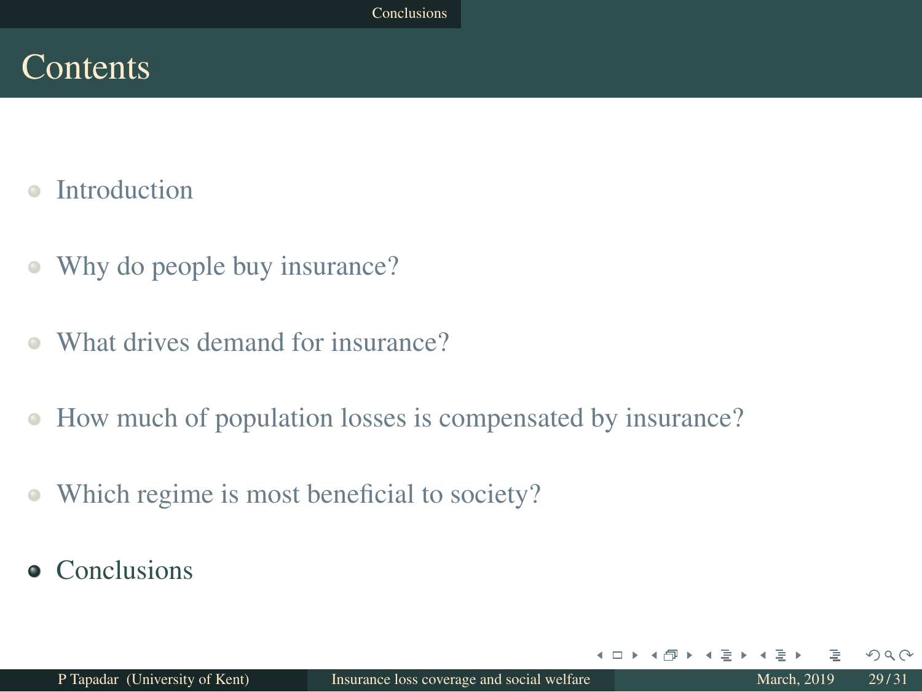# Contents

- Introduction
- Why do people buy insurance?
- What drives demand for insurance?
- How much of population losses is compensated by insurance?
- Which regime is most beneficial to society?
- Conclusions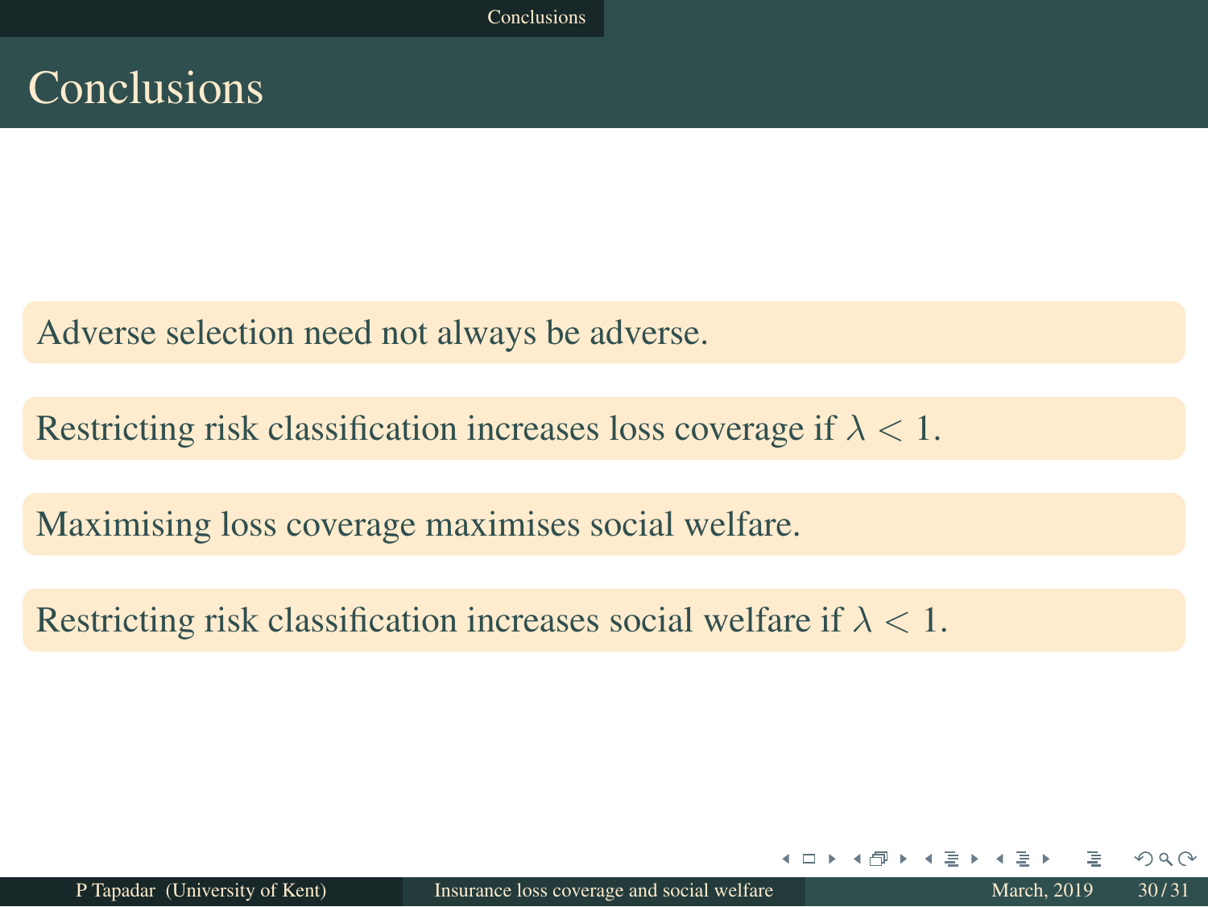# Conclusions

Adverse selection need not always be adverse.

Restricting risk classification increases loss coverage if $\lambda < 1$.

Maximising loss coverage maximises social welfare.

Restricting risk classification increases social welfare if $\lambda < 1$.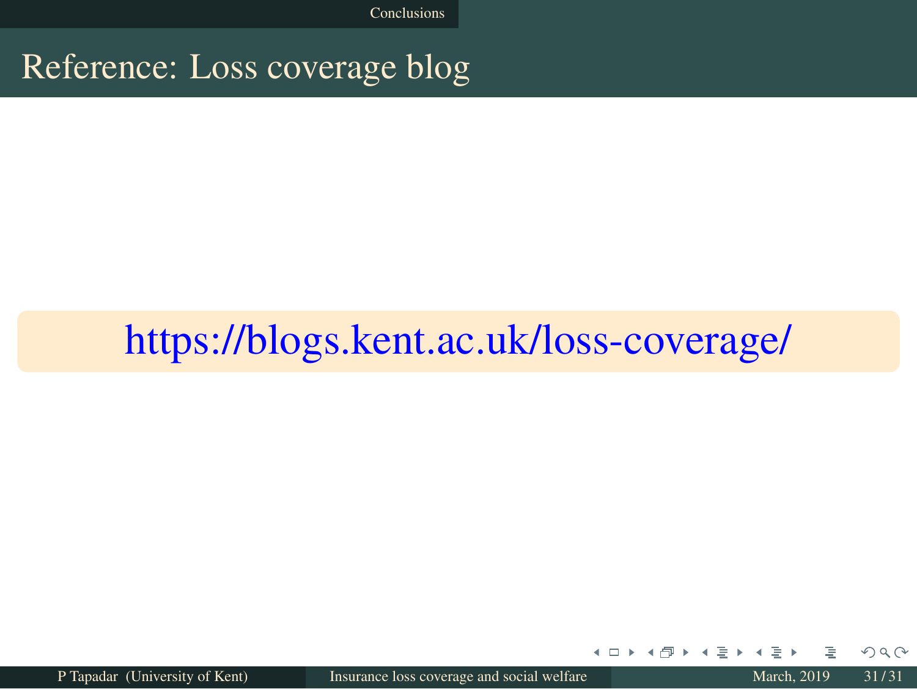# Reference: Loss coverage blog

https://blogs.kent.ac.uk/loss-coverage/